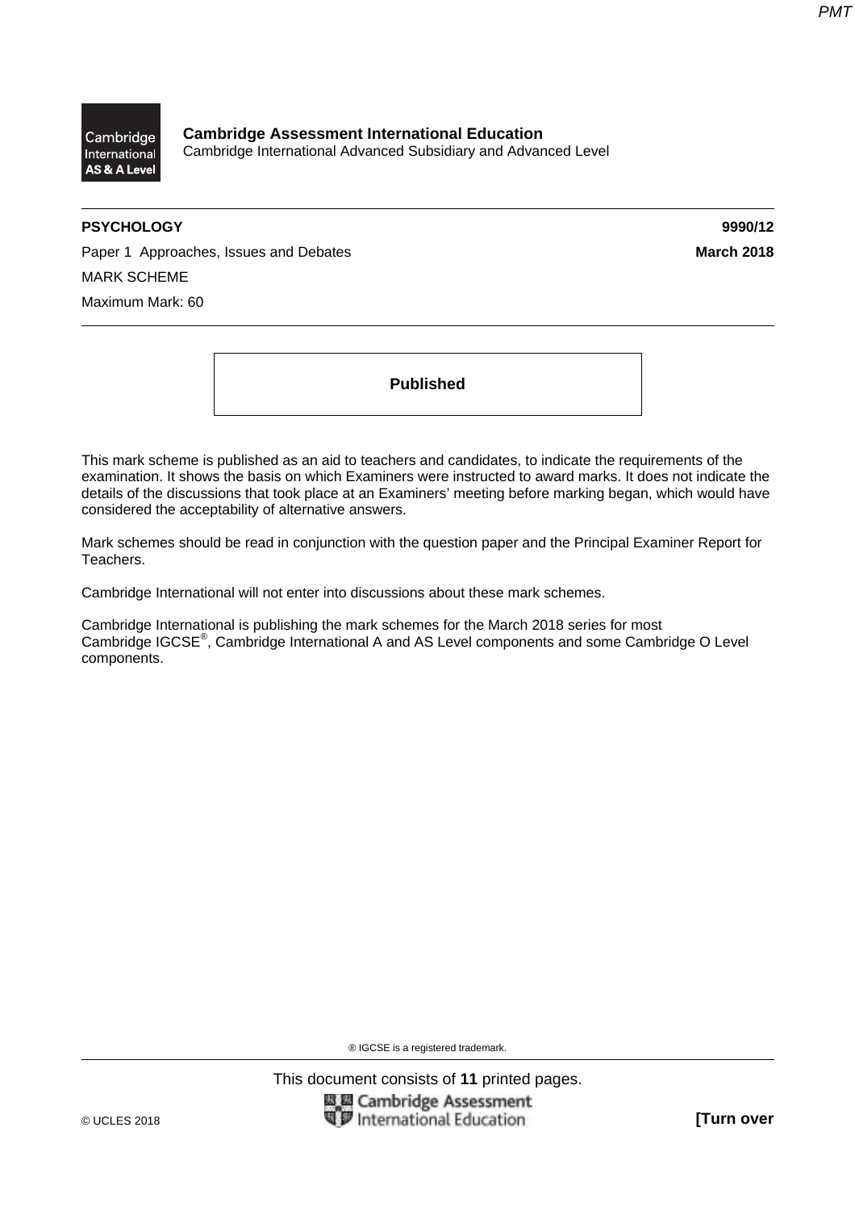**Cambridge Assessment International Education**
Cambridge International Advanced Subsidiary and Advanced Level

**PSYCHOLOGY** **9990/12**

Paper 1 Approaches, Issues and Debates **March 2018**

MARK SCHEME

Maximum Mark: 60

**Published**

This mark scheme is published as an aid to teachers and candidates, to indicate the requirements of the examination. It shows the basis on which Examiners were instructed to award marks. It does not indicate the details of the discussions that took place at an Examiners' meeting before marking began, which would have considered the acceptability of alternative answers.

Mark schemes should be read in conjunction with the question paper and the Principal Examiner Report for Teachers.

Cambridge International will not enter into discussions about these mark schemes.

Cambridge International is publishing the mark schemes for the March 2018 series for most Cambridge IGCSE®, Cambridge International A and AS Level components and some Cambridge O Level components.

® IGCSE is a registered trademark.

This document consists of **11** printed pages.

© UCLES 2018 **[Turn over**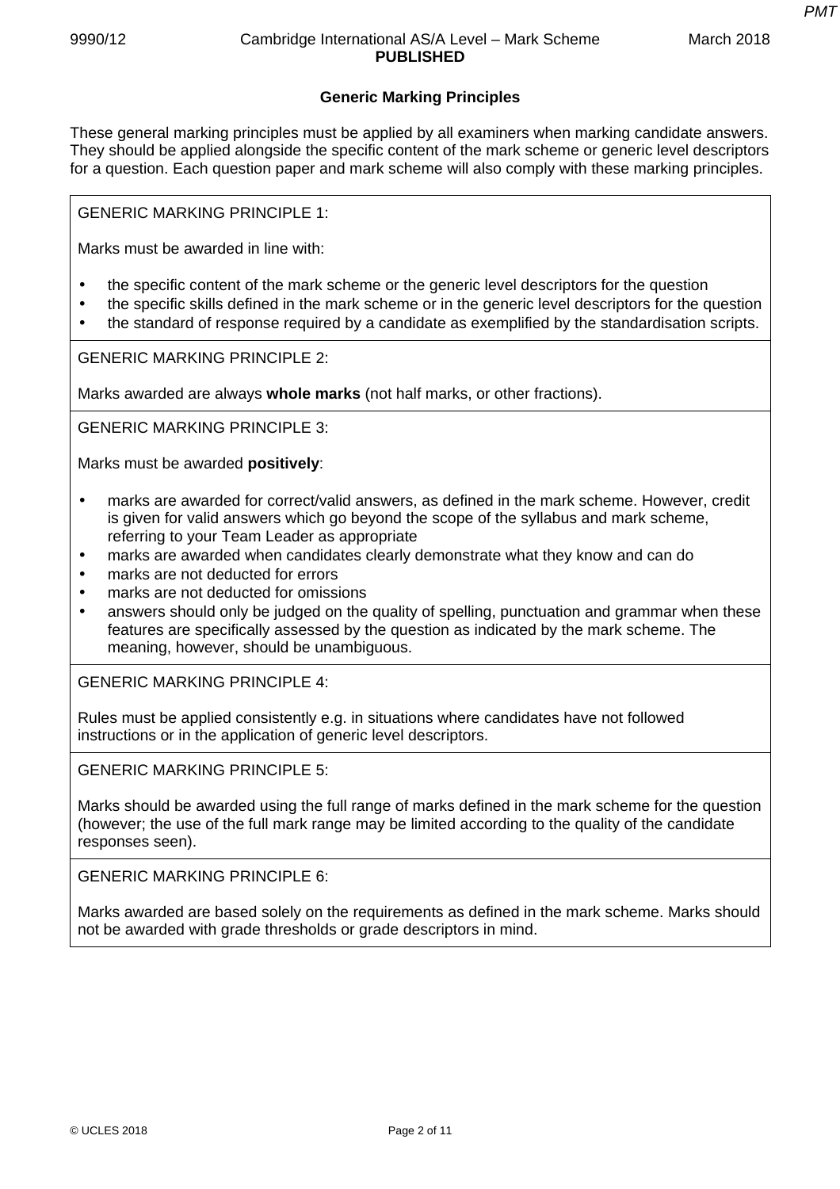## Generic Marking Principles

These general marking principles must be applied by all examiners when marking candidate answers. They should be applied alongside the specific content of the mark scheme or generic level descriptors for a question. Each question paper and mark scheme will also comply with these marking principles.

GENERIC MARKING PRINCIPLE 1:

Marks must be awarded in line with:

- the specific content of the mark scheme or the generic level descriptors for the question
- the specific skills defined in the mark scheme or in the generic level descriptors for the question
- the standard of response required by a candidate as exemplified by the standardisation scripts.

GENERIC MARKING PRINCIPLE 2:

Marks awarded are always **whole marks** (not half marks, or other fractions).

GENERIC MARKING PRINCIPLE 3:

Marks must be awarded **positively**:

- marks are awarded for correct/valid answers, as defined in the mark scheme. However, credit is given for valid answers which go beyond the scope of the syllabus and mark scheme, referring to your Team Leader as appropriate
- marks are awarded when candidates clearly demonstrate what they know and can do
- marks are not deducted for errors
- marks are not deducted for omissions
- answers should only be judged on the quality of spelling, punctuation and grammar when these features are specifically assessed by the question as indicated by the mark scheme. The meaning, however, should be unambiguous.

GENERIC MARKING PRINCIPLE 4:

Rules must be applied consistently e.g. in situations where candidates have not followed instructions or in the application of generic level descriptors.

GENERIC MARKING PRINCIPLE 5:

Marks should be awarded using the full range of marks defined in the mark scheme for the question (however; the use of the full mark range may be limited according to the quality of the candidate responses seen).

GENERIC MARKING PRINCIPLE 6:

Marks awarded are based solely on the requirements as defined in the mark scheme. Marks should not be awarded with grade thresholds or grade descriptors in mind.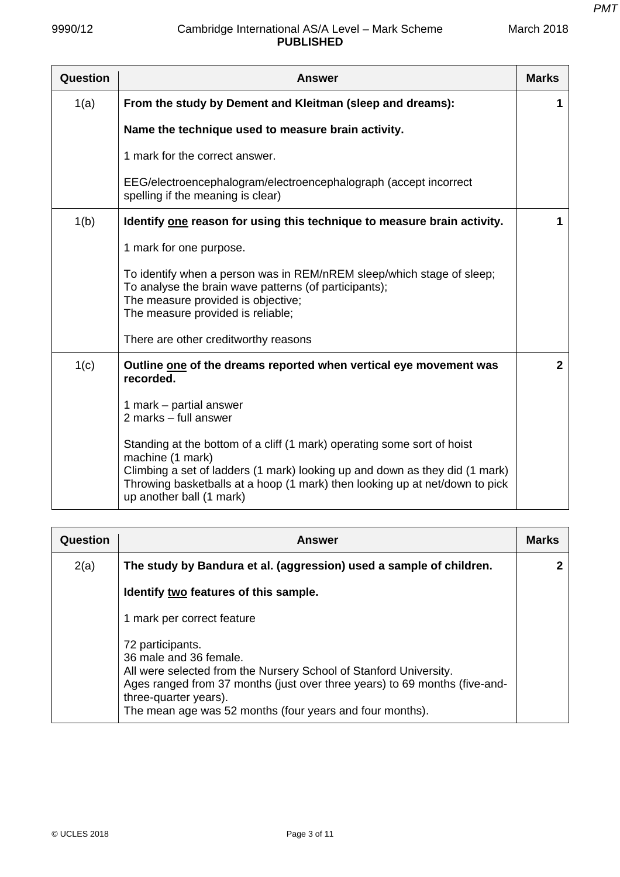| Question | Answer | Marks |
|---|---|---|
| 1(a) | **From the study by Dement and Kleitman (sleep and dreams):**<br><br>**Name the technique used to measure brain activity.**<br><br>1 mark for the correct answer.<br><br>EEG/electroencephalogram/electroencephalograph (accept incorrect spelling if the meaning is clear) | 1 |
| 1(b) | **Identify one reason for using this technique to measure brain activity.**<br><br>1 mark for one purpose.<br><br>To identify when a person was in REM/nREM sleep/which stage of sleep;<br>To analyse the brain wave patterns (of participants);<br>The measure provided is objective;<br>The measure provided is reliable;<br><br>There are other creditworthy reasons | 1 |
| 1(c) | **Outline one of the dreams reported when vertical eye movement was recorded.**<br><br>1 mark – partial answer<br>2 marks – full answer<br><br>Standing at the bottom of a cliff (1 mark) operating some sort of hoist machine (1 mark)<br>Climbing a set of ladders (1 mark) looking up and down as they did (1 mark)<br>Throwing basketballs at a hoop (1 mark) then looking up at net/down to pick up another ball (1 mark) | 2 |

| Question | Answer | Marks |
|---|---|---|
| 2(a) | **The study by Bandura et al. (aggression) used a sample of children.**<br><br>**Identify two features of this sample.**<br><br>1 mark per correct feature<br><br>72 participants.<br>36 male and 36 female.<br>All were selected from the Nursery School of Stanford University.<br>Ages ranged from 37 months (just over three years) to 69 months (five-and-three-quarter years).<br>The mean age was 52 months (four years and four months). | 2 |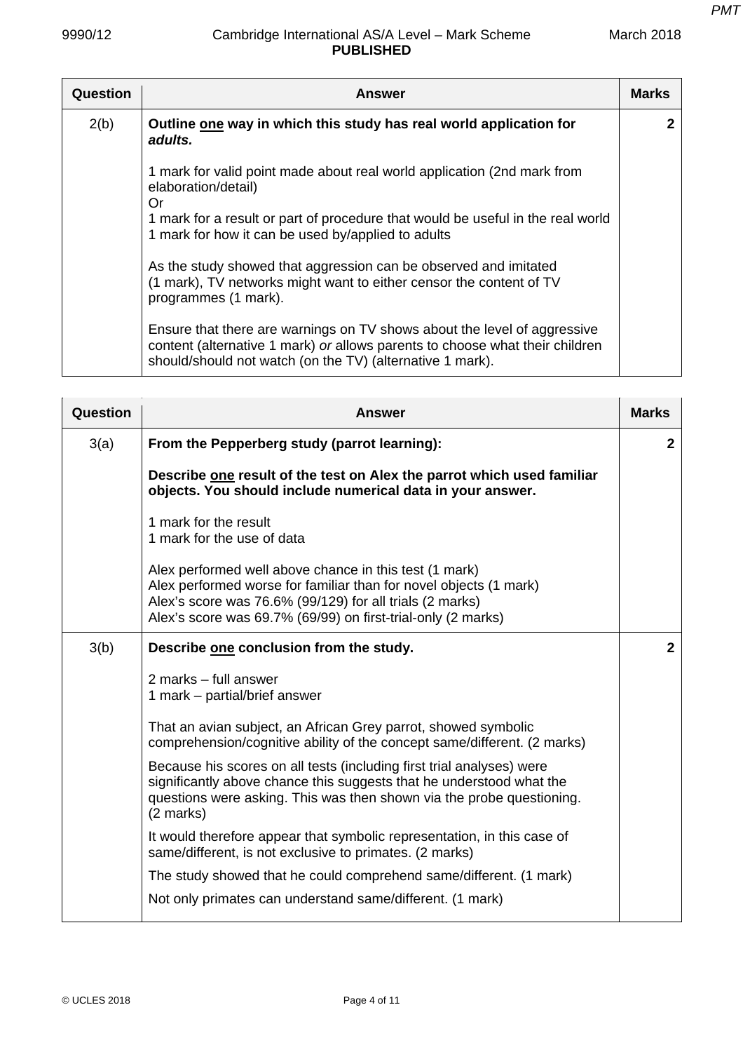| Question | Answer | Marks |
|---|---|---|
| 2(b) | **Outline <u>one</u> way in which this study has real world application for *adults.*** <br><br> 1 mark for valid point made about real world application (2nd mark from elaboration/detail) <br> Or <br> 1 mark for a result or part of procedure that would be useful in the real world <br> 1 mark for how it can be used by/applied to adults <br><br> As the study showed that aggression can be observed and imitated (1 mark), TV networks might want to either censor the content of TV programmes (1 mark). <br><br> Ensure that there are warnings on TV shows about the level of aggressive content (alternative 1 mark) *or* allows parents to choose what their children should/should not watch (on the TV) (alternative 1 mark). | 2 |

| Question | Answer | Marks |
|---|---|---|
| 3(a) | **From the Pepperberg study (parrot learning):** <br><br> **Describe <u>one</u> result of the test on Alex the parrot which used familiar objects. You should include numerical data in your answer.** <br><br> 1 mark for the result <br> 1 mark for the use of data <br><br> Alex performed well above chance in this test (1 mark) <br> Alex performed worse for familiar than for novel objects (1 mark) <br> Alex's score was 76.6% (99/129) for all trials (2 marks) <br> Alex's score was 69.7% (69/99) on first-trial-only (2 marks) | 2 |
| 3(b) | **Describe <u>one</u> conclusion from the study.** <br><br> 2 marks – full answer <br> 1 mark – partial/brief answer <br><br> That an avian subject, an African Grey parrot, showed symbolic comprehension/cognitive ability of the concept same/different. (2 marks) <br><br> Because his scores on all tests (including first trial analyses) were significantly above chance this suggests that he understood what the questions were asking. This was then shown via the probe questioning. (2 marks) <br><br> It would therefore appear that symbolic representation, in this case of same/different, is not exclusive to primates. (2 marks) <br><br> The study showed that he could comprehend same/different. (1 mark) <br><br> Not only primates can understand same/different. (1 mark) | 2 |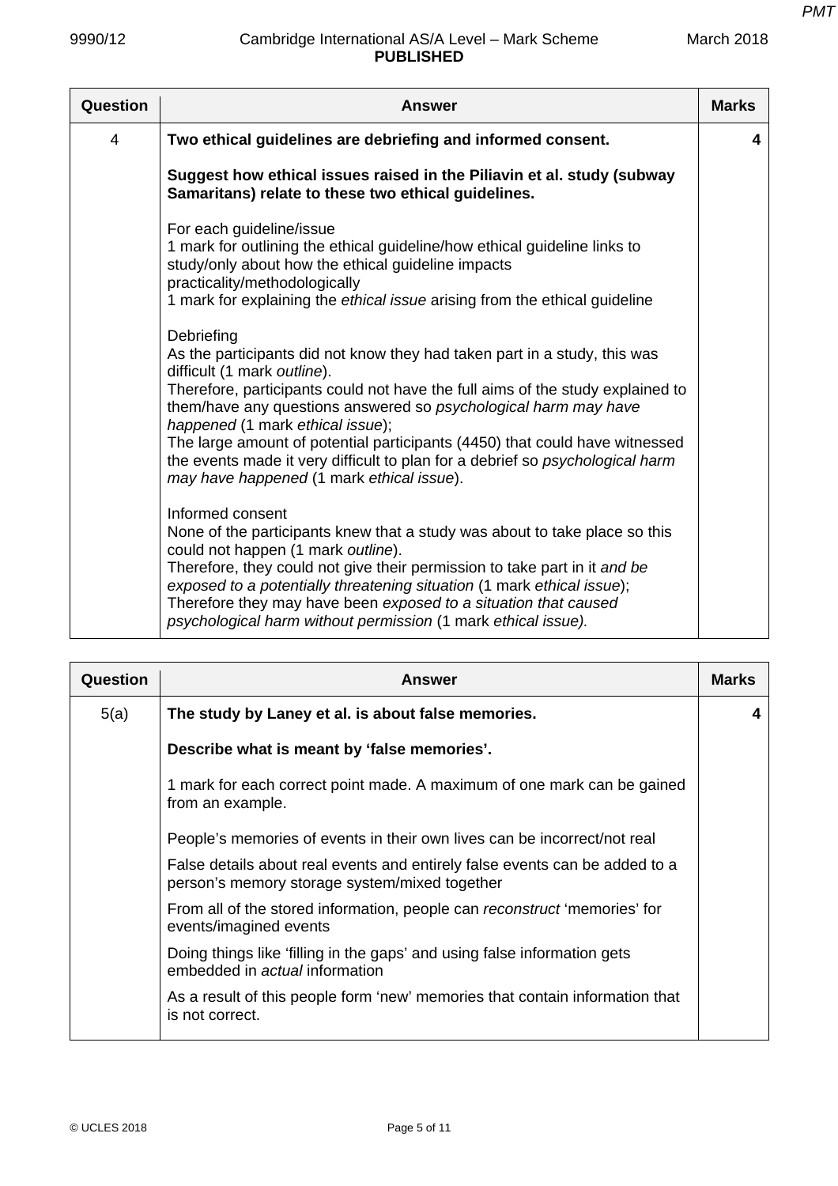| Question | Answer | Marks |
|---|---|---|
| 4 | **Two ethical guidelines are debriefing and informed consent.**<br><br>**Suggest how ethical issues raised in the Piliavin et al. study (subway Samaritans) relate to these two ethical guidelines.**<br><br>For each guideline/issue<br>1 mark for outlining the ethical guideline/how ethical guideline links to study/only about how the ethical guideline impacts practicality/methodologically<br>1 mark for explaining the *ethical issue* arising from the ethical guideline<br><br>Debriefing<br>As the participants did not know they had taken part in a study, this was difficult (1 mark *outline*).<br>Therefore, participants could not have the full aims of the study explained to them/have any questions answered so *psychological harm may have happened* (1 mark *ethical issue*);<br>The large amount of potential participants (4450) that could have witnessed the events made it very difficult to plan for a debrief so *psychological harm may have happened* (1 mark *ethical issue*).<br><br>Informed consent<br>None of the participants knew that a study was about to take place so this could not happen (1 mark *outline*).<br>Therefore, they could not give their permission to take part in it *and be exposed to a potentially threatening situation* (1 mark *ethical issue*);<br>Therefore they may have been *exposed to a situation that caused psychological harm without permission* (1 mark *ethical issue).* | 4 |

| Question | Answer | Marks |
|---|---|---|
| 5(a) | **The study by Laney et al. is about false memories.**<br><br>**Describe what is meant by 'false memories'.**<br><br>1 mark for each correct point made. A maximum of one mark can be gained from an example.<br><br>People's memories of events in their own lives can be incorrect/not real<br><br>False details about real events and entirely false events can be added to a person's memory storage system/mixed together<br><br>From all of the stored information, people can *reconstruct* 'memories' for events/imagined events<br><br>Doing things like 'filling in the gaps' and using false information gets embedded in *actual* information<br><br>As a result of this people form 'new' memories that contain information that is not correct. | 4 |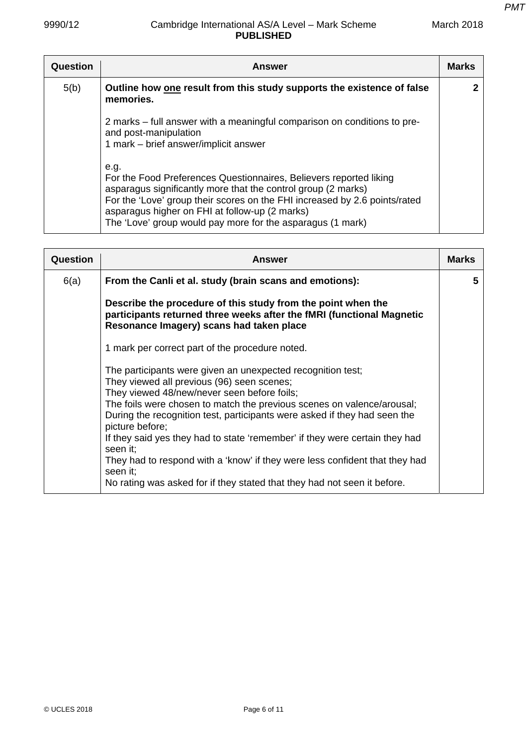| Question | Answer | Marks |
|---|---|---|
| 5(b) | **Outline how <u>one</u> result from this study supports the existence of false memories.**<br><br>2 marks – full answer with a meaningful comparison on conditions to pre- and post-manipulation<br>1 mark – brief answer/implicit answer<br><br>e.g.<br>For the Food Preferences Questionnaires, Believers reported liking asparagus significantly more that the control group (2 marks)<br>For the 'Love' group their scores on the FHI increased by 2.6 points/rated asparagus higher on FHI at follow-up (2 marks)<br>The 'Love' group would pay more for the asparagus (1 mark) | 2 |

| Question | Answer | Marks |
|---|---|---|
| 6(a) | **From the Canli et al. study (brain scans and emotions):**<br><br>**Describe the procedure of this study from the point when the participants returned three weeks after the fMRI (functional Magnetic Resonance Imagery) scans had taken place**<br><br>1 mark per correct part of the procedure noted.<br><br>The participants were given an unexpected recognition test;<br>They viewed all previous (96) seen scenes;<br>They viewed 48/new/never seen before foils;<br>The foils were chosen to match the previous scenes on valence/arousal;<br>During the recognition test, participants were asked if they had seen the picture before;<br>If they said yes they had to state 'remember' if they were certain they had seen it;<br>They had to respond with a 'know' if they were less confident that they had seen it;<br>No rating was asked for if they stated that they had not seen it before. | 5 |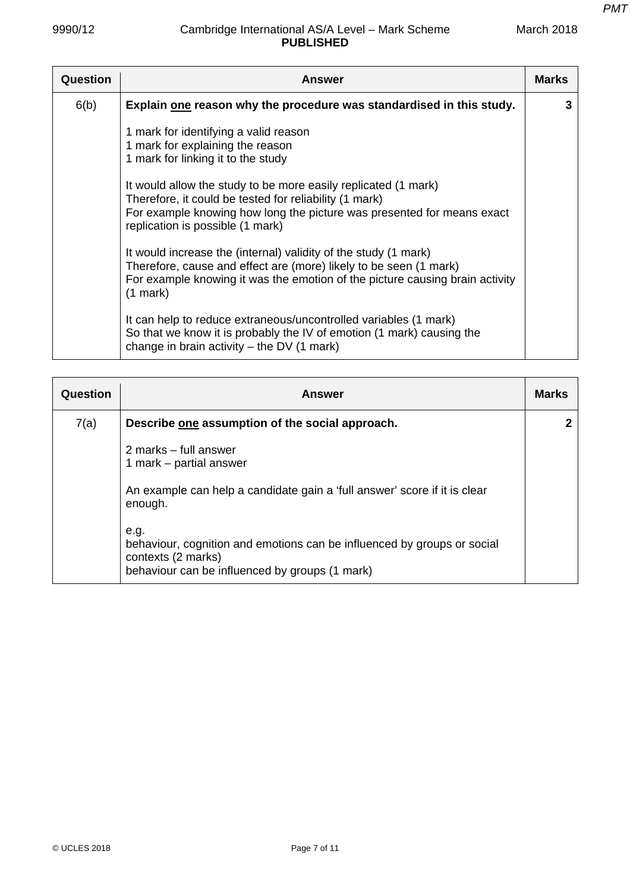| Question | Answer | Marks |
|---|---|---|
| 6(b) | **Explain <u>one</u> reason why the procedure was standardised in this study.**<br><br>1 mark for identifying a valid reason<br>1 mark for explaining the reason<br>1 mark for linking it to the study<br><br>It would allow the study to be more easily replicated (1 mark)<br>Therefore, it could be tested for reliability (1 mark)<br>For example knowing how long the picture was presented for means exact replication is possible (1 mark)<br><br>It would increase the (internal) validity of the study (1 mark)<br>Therefore, cause and effect are (more) likely to be seen (1 mark)<br>For example knowing it was the emotion of the picture causing brain activity (1 mark)<br><br>It can help to reduce extraneous/uncontrolled variables (1 mark)<br>So that we know it is probably the IV of emotion (1 mark) causing the change in brain activity – the DV (1 mark) | 3 |

| Question | Answer | Marks |
|---|---|---|
| 7(a) | **Describe <u>one</u> assumption of the social approach.**<br><br>2 marks – full answer<br>1 mark – partial answer<br><br>An example can help a candidate gain a 'full answer' score if it is clear enough.<br><br>e.g.<br>behaviour, cognition and emotions can be influenced by groups or social contexts (2 marks)<br>behaviour can be influenced by groups (1 mark) | 2 |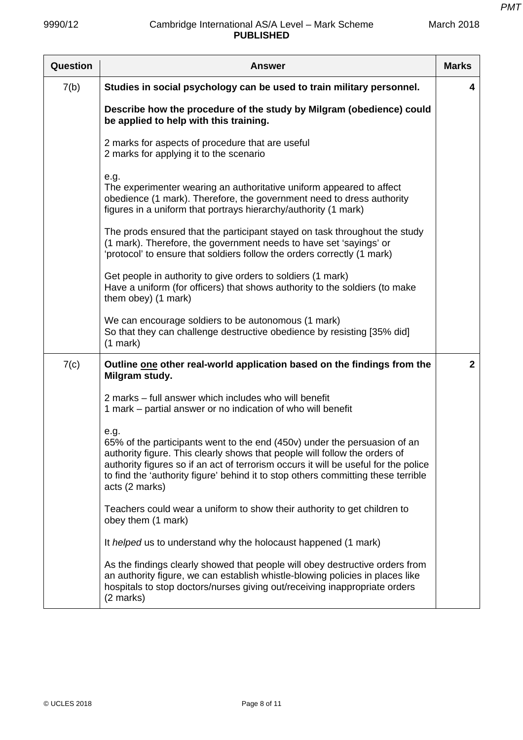| Question | Answer | Marks |
|---|---|---|
| 7(b) | **Studies in social psychology can be used to train military personnel.**<br><br>**Describe how the procedure of the study by Milgram (obedience) could be applied to help with this training.**<br><br>2 marks for aspects of procedure that are useful<br>2 marks for applying it to the scenario<br><br>e.g.<br>The experimenter wearing an authoritative uniform appeared to affect obedience (1 mark). Therefore, the government need to dress authority figures in a uniform that portrays hierarchy/authority (1 mark)<br><br>The prods ensured that the participant stayed on task throughout the study (1 mark). Therefore, the government needs to have set 'sayings' or 'protocol' to ensure that soldiers follow the orders correctly (1 mark)<br><br>Get people in authority to give orders to soldiers (1 mark)<br>Have a uniform (for officers) that shows authority to the soldiers (to make them obey) (1 mark)<br><br>We can encourage soldiers to be autonomous (1 mark)<br>So that they can challenge destructive obedience by resisting [35% did] (1 mark) | 4 |
| 7(c) | **Outline one other real-world application based on the findings from the Milgram study.**<br><br>2 marks – full answer which includes who will benefit<br>1 mark – partial answer or no indication of who will benefit<br><br>e.g.<br>65% of the participants went to the end (450v) under the persuasion of an authority figure. This clearly shows that people will follow the orders of authority figures so if an act of terrorism occurs it will be useful for the police to find the 'authority figure' behind it to stop others committing these terrible acts (2 marks)<br><br>Teachers could wear a uniform to show their authority to get children to obey them (1 mark)<br><br>It *helped* us to understand why the holocaust happened (1 mark)<br><br>As the findings clearly showed that people will obey destructive orders from an authority figure, we can establish whistle-blowing policies in places like hospitals to stop doctors/nurses giving out/receiving inappropriate orders (2 marks) | 2 |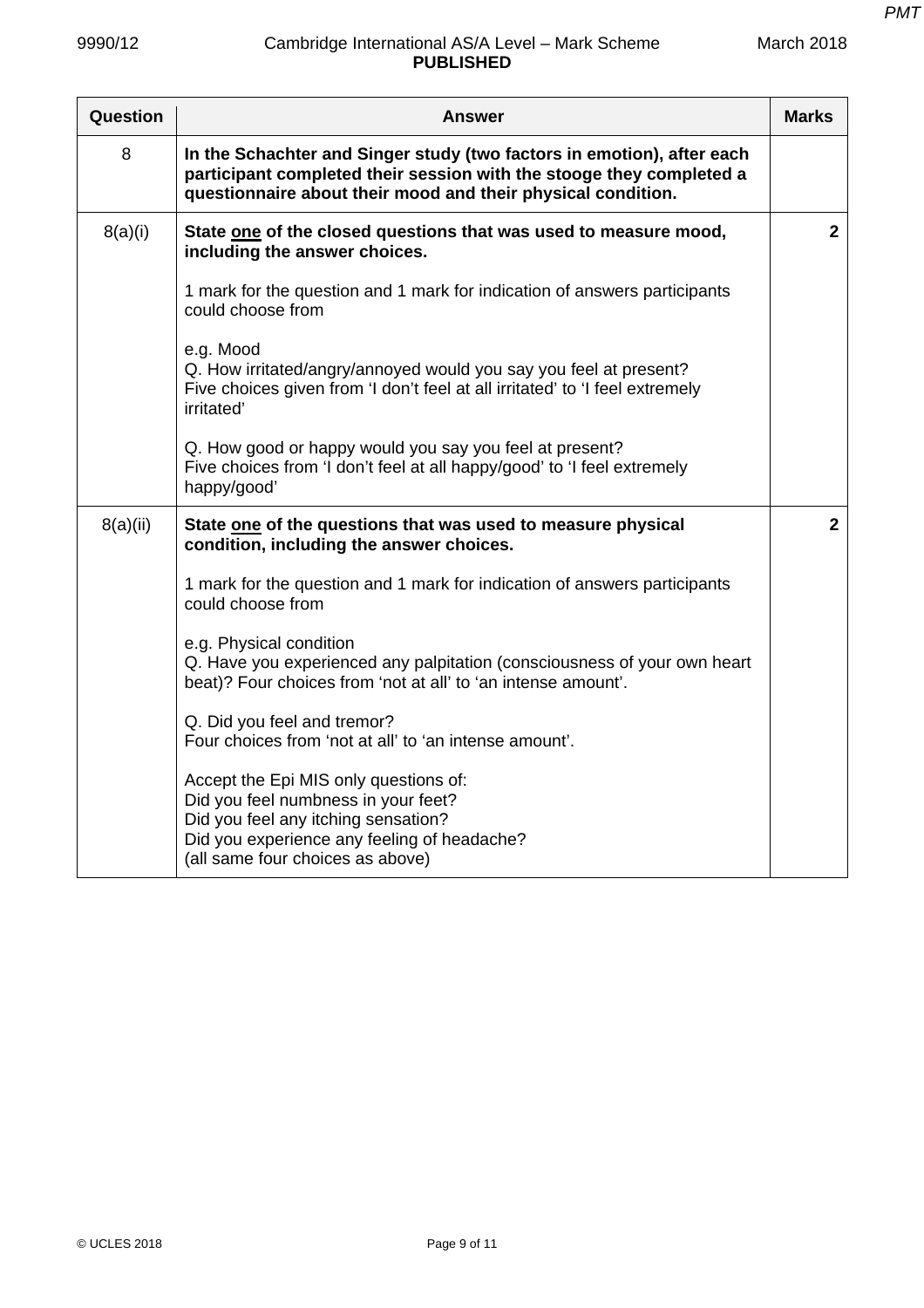| Question | Answer | Marks |
|---|---|---|
| 8 | **In the Schachter and Singer study (two factors in emotion), after each participant completed their session with the stooge they completed a questionnaire about their mood and their physical condition.** | |
| 8(a)(i) | **State one of the closed questions that was used to measure mood, including the answer choices.**<br><br>1 mark for the question and 1 mark for indication of answers participants could choose from<br><br>e.g. Mood<br>Q. How irritated/angry/annoyed would you say you feel at present?<br>Five choices given from 'I don't feel at all irritated' to 'I feel extremely irritated'<br><br>Q. How good or happy would you say you feel at present?<br>Five choices from 'I don't feel at all happy/good' to 'I feel extremely happy/good' | 2 |
| 8(a)(ii) | **State one of the questions that was used to measure physical condition, including the answer choices.**<br><br>1 mark for the question and 1 mark for indication of answers participants could choose from<br><br>e.g. Physical condition<br>Q. Have you experienced any palpitation (consciousness of your own heart beat)? Four choices from 'not at all' to 'an intense amount'.<br><br>Q. Did you feel and tremor?<br>Four choices from 'not at all' to 'an intense amount'.<br><br>Accept the Epi MIS only questions of:<br>Did you feel numbness in your feet?<br>Did you feel any itching sensation?<br>Did you experience any feeling of headache?<br>(all same four choices as above) | 2 |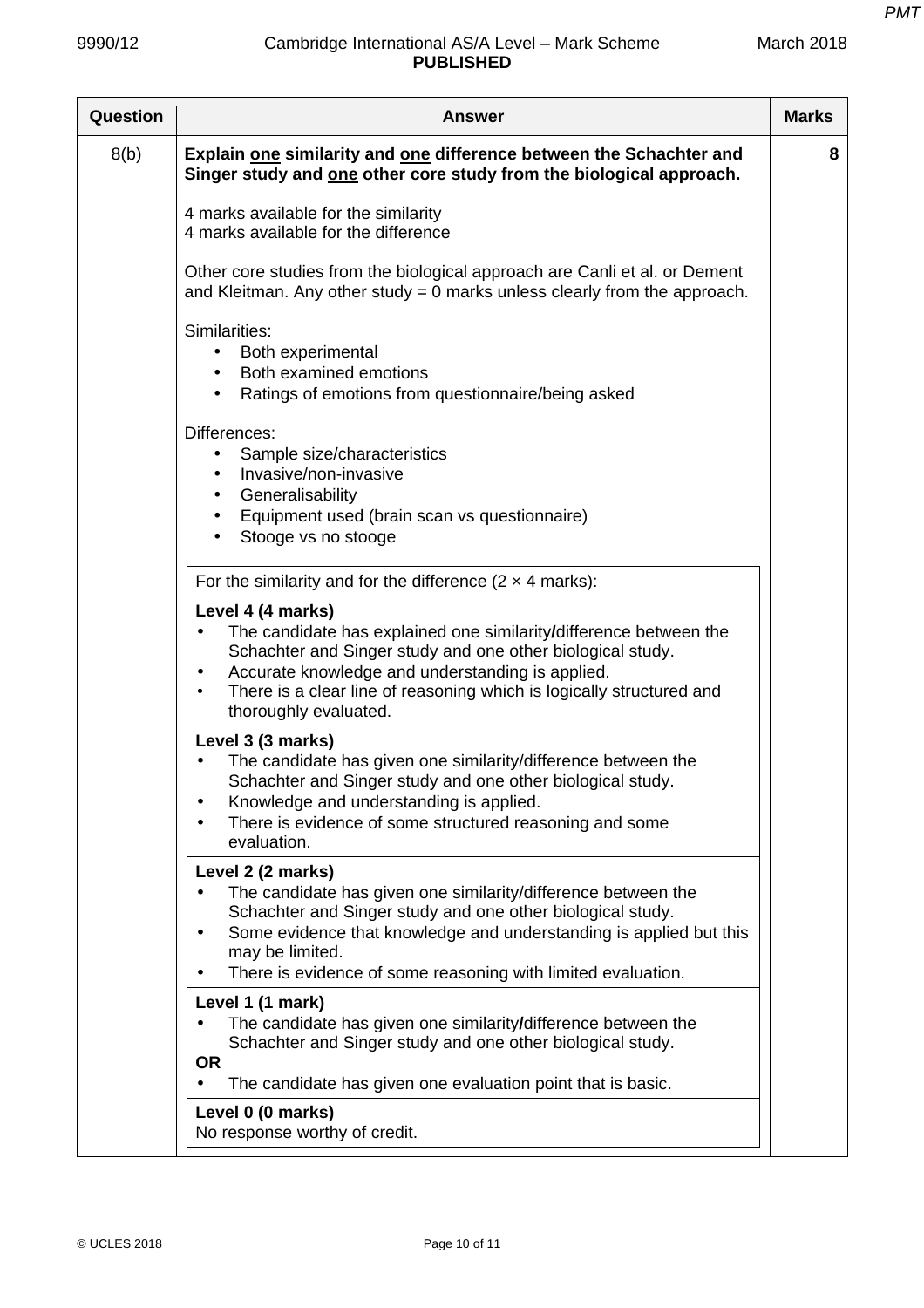| Question | Answer | Marks |
|---|---|---|
| 8(b) | **Explain <u>one</u> similarity and <u>one</u> difference between the Schachter and Singer study and <u>one</u> other core study from the biological approach.**<br><br>4 marks available for the similarity<br>4 marks available for the difference<br><br>Other core studies from the biological approach are Canli et al. or Dement and Kleitman. Any other study = 0 marks unless clearly from the approach.<br><br>Similarities:<br>• Both experimental<br>• Both examined emotions<br>• Ratings of emotions from questionnaire/being asked<br><br>Differences:<br>• Sample size/characteristics<br>• Invasive/non-invasive<br>• Generalisability<br>• Equipment used (brain scan vs questionnaire)<br>• Stooge vs no stooge | 8 |

| For the similarity and for the difference (2 × 4 marks): |
|---|
| **Level 4 (4 marks)**<br>• The candidate has explained one similarity/difference between the Schachter and Singer study and one other biological study.<br>• Accurate knowledge and understanding is applied.<br>• There is a clear line of reasoning which is logically structured and thoroughly evaluated. |
| **Level 3 (3 marks)**<br>• The candidate has given one similarity/difference between the Schachter and Singer study and one other biological study.<br>• Knowledge and understanding is applied.<br>• There is evidence of some structured reasoning and some evaluation. |
| **Level 2 (2 marks)**<br>• The candidate has given one similarity/difference between the Schachter and Singer study and one other biological study.<br>• Some evidence that knowledge and understanding is applied but this may be limited.<br>• There is evidence of some reasoning with limited evaluation. |
| **Level 1 (1 mark)**<br>• The candidate has given one similarity/difference between the Schachter and Singer study and one other biological study.<br>**OR**<br>• The candidate has given one evaluation point that is basic. |
| **Level 0 (0 marks)**<br>No response worthy of credit. |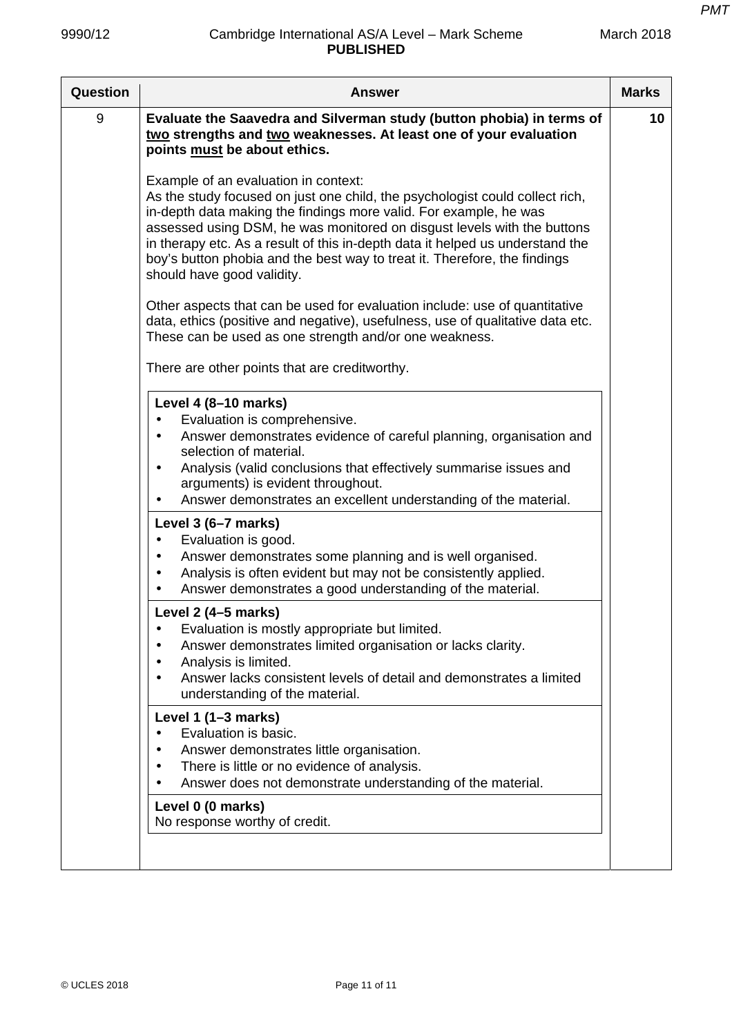| Question | Answer | Marks |
|---|---|---|
| 9 | **Evaluate the Saavedra and Silverman study (button phobia) in terms of two strengths and two weaknesses. At least one of your evaluation points must be about ethics.**<br><br>Example of an evaluation in context:<br>As the study focused on just one child, the psychologist could collect rich, in-depth data making the findings more valid. For example, he was assessed using DSM, he was monitored on disgust levels with the buttons in therapy etc. As a result of this in-depth data it helped us understand the boy's button phobia and the best way to treat it. Therefore, the findings should have good validity.<br><br>Other aspects that can be used for evaluation include: use of quantitative data, ethics (positive and negative), usefulness, use of qualitative data etc. These can be used as one strength and/or one weakness.<br><br>There are other points that are creditworthy. | 10 |

| Level | Descriptors |
|---|---|
| **Level 4 (8–10 marks)** | • Evaluation is comprehensive.<br>• Answer demonstrates evidence of careful planning, organisation and selection of material.<br>• Analysis (valid conclusions that effectively summarise issues and arguments) is evident throughout.<br>• Answer demonstrates an excellent understanding of the material. |
| **Level 3 (6–7 marks)** | • Evaluation is good.<br>• Answer demonstrates some planning and is well organised.<br>• Analysis is often evident but may not be consistently applied.<br>• Answer demonstrates a good understanding of the material. |
| **Level 2 (4–5 marks)** | • Evaluation is mostly appropriate but limited.<br>• Answer demonstrates limited organisation or lacks clarity.<br>• Analysis is limited.<br>• Answer lacks consistent levels of detail and demonstrates a limited understanding of the material. |
| **Level 1 (1–3 marks)** | • Evaluation is basic.<br>• Answer demonstrates little organisation.<br>• There is little or no evidence of analysis.<br>• Answer does not demonstrate understanding of the material. |
| **Level 0 (0 marks)** | No response worthy of credit. |